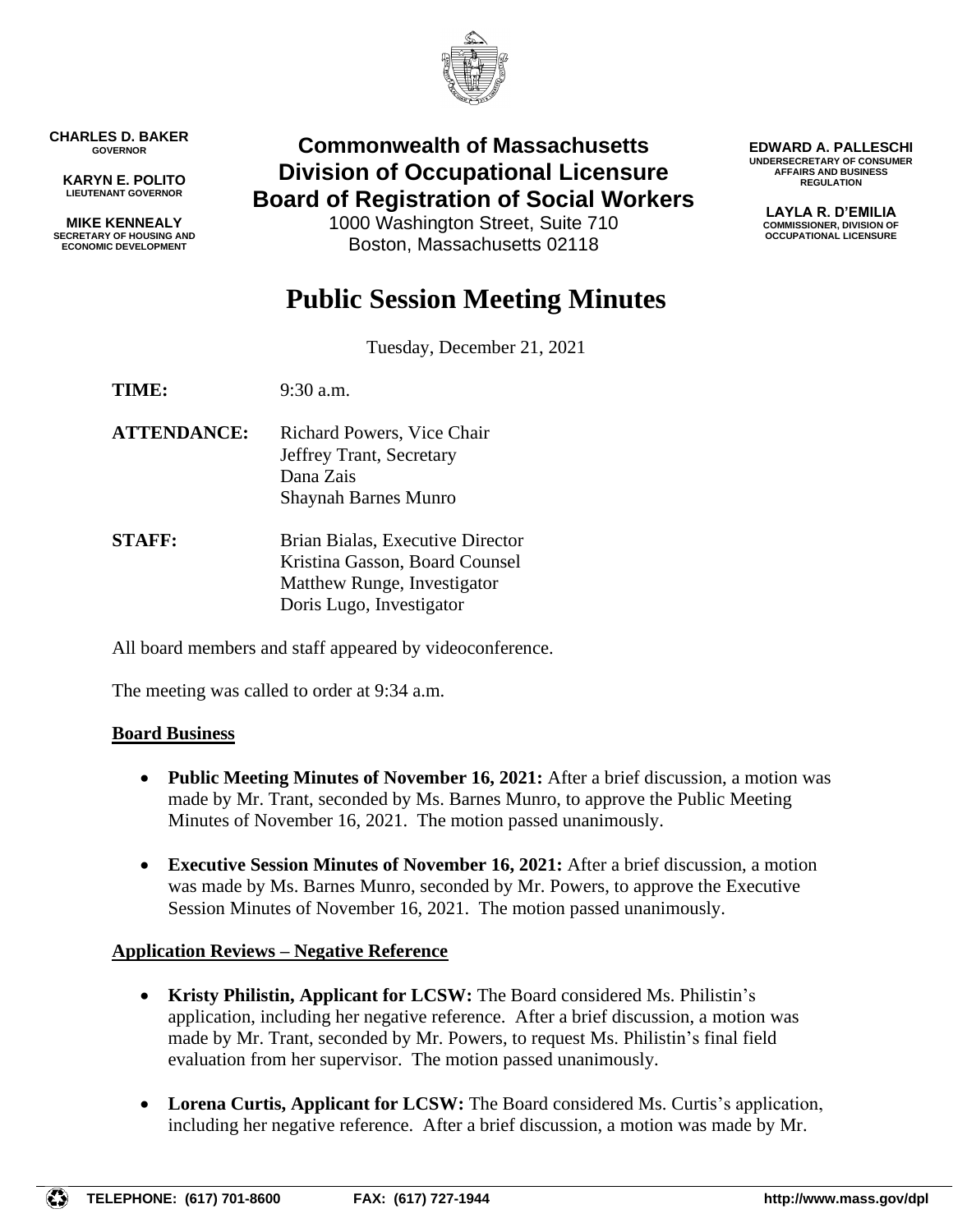**CHARLES D. BAKER**
GOVERNOR

**KARYN E. POLITO**
LIEUTENANT GOVERNOR

**MIKE KENNEALY**
SECRETARY OF HOUSING AND ECONOMIC DEVELOPMENT

# Commonwealth of Massachusetts
# Division of Occupational Licensure
# Board of Registration of Social Workers

1000 Washington Street, Suite 710
Boston, Massachusetts 02118

**EDWARD A. PALLESCHI**
UNDERSECRETARY OF CONSUMER AFFAIRS AND BUSINESS REGULATION

**LAYLA R. D'EMILIA**
COMMISSIONER, DIVISION OF OCCUPATIONAL LICENSURE

# Public Session Meeting Minutes

Tuesday, December 21, 2021

**TIME:** 9:30 a.m.

**ATTENDANCE:**
Richard Powers, Vice Chair
Jeffrey Trant, Secretary
Dana Zais
Shaynah Barnes Munro

**STAFF:**
Brian Bialas, Executive Director
Kristina Gasson, Board Counsel
Matthew Runge, Investigator
Doris Lugo, Investigator

All board members and staff appeared by videoconference.

The meeting was called to order at 9:34 a.m.

**Board Business**

- **Public Meeting Minutes of November 16, 2021:** After a brief discussion, a motion was made by Mr. Trant, seconded by Ms. Barnes Munro, to approve the Public Meeting Minutes of November 16, 2021. The motion passed unanimously.
- **Executive Session Minutes of November 16, 2021:** After a brief discussion, a motion was made by Ms. Barnes Munro, seconded by Mr. Powers, to approve the Executive Session Minutes of November 16, 2021. The motion passed unanimously.

**Application Reviews – Negative Reference**

- **Kristy Philistin, Applicant for LCSW:** The Board considered Ms. Philistin's application, including her negative reference. After a brief discussion, a motion was made by Mr. Trant, seconded by Mr. Powers, to request Ms. Philistin's final field evaluation from her supervisor. The motion passed unanimously.
- **Lorena Curtis, Applicant for LCSW:** The Board considered Ms. Curtis's application, including her negative reference. After a brief discussion, a motion was made by Mr.

TELEPHONE: (617) 701-8600 FAX: (617) 727-1944 http://www.mass.gov/dpl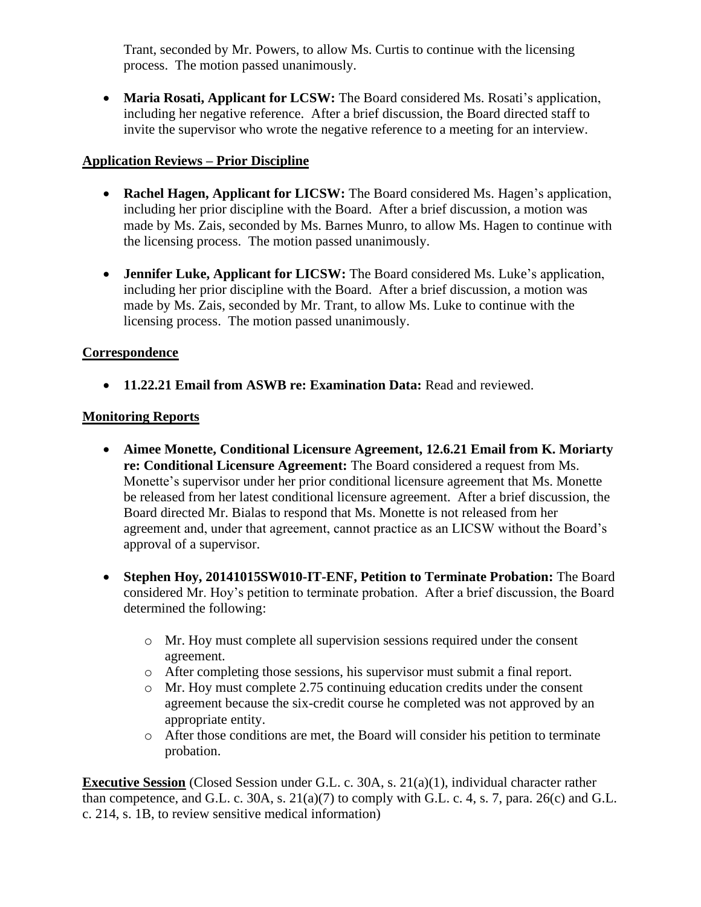Trant, seconded by Mr. Powers, to allow Ms. Curtis to continue with the licensing process. The motion passed unanimously.

- **Maria Rosati, Applicant for LCSW:** The Board considered Ms. Rosati's application, including her negative reference. After a brief discussion, the Board directed staff to invite the supervisor who wrote the negative reference to a meeting for an interview.

**Application Reviews – Prior Discipline**

- **Rachel Hagen, Applicant for LICSW:** The Board considered Ms. Hagen's application, including her prior discipline with the Board. After a brief discussion, a motion was made by Ms. Zais, seconded by Ms. Barnes Munro, to allow Ms. Hagen to continue with the licensing process. The motion passed unanimously.

- **Jennifer Luke, Applicant for LICSW:** The Board considered Ms. Luke's application, including her prior discipline with the Board. After a brief discussion, a motion was made by Ms. Zais, seconded by Mr. Trant, to allow Ms. Luke to continue with the licensing process. The motion passed unanimously.

**Correspondence**

- **11.22.21 Email from ASWB re: Examination Data:** Read and reviewed.

**Monitoring Reports**

- **Aimee Monette, Conditional Licensure Agreement, 12.6.21 Email from K. Moriarty re: Conditional Licensure Agreement:** The Board considered a request from Ms. Monette's supervisor under her prior conditional licensure agreement that Ms. Monette be released from her latest conditional licensure agreement. After a brief discussion, the Board directed Mr. Bialas to respond that Ms. Monette is not released from her agreement and, under that agreement, cannot practice as an LICSW without the Board's approval of a supervisor.

- **Stephen Hoy, 20141015SW010-IT-ENF, Petition to Terminate Probation:** The Board considered Mr. Hoy's petition to terminate probation. After a brief discussion, the Board determined the following:
  - Mr. Hoy must complete all supervision sessions required under the consent agreement.
  - After completing those sessions, his supervisor must submit a final report.
  - Mr. Hoy must complete 2.75 continuing education credits under the consent agreement because the six-credit course he completed was not approved by an appropriate entity.
  - After those conditions are met, the Board will consider his petition to terminate probation.

**Executive Session** (Closed Session under G.L. c. 30A, s. 21(a)(1), individual character rather than competence, and G.L. c. 30A, s. 21(a)(7) to comply with G.L. c. 4, s. 7, para. 26(c) and G.L. c. 214, s. 1B, to review sensitive medical information)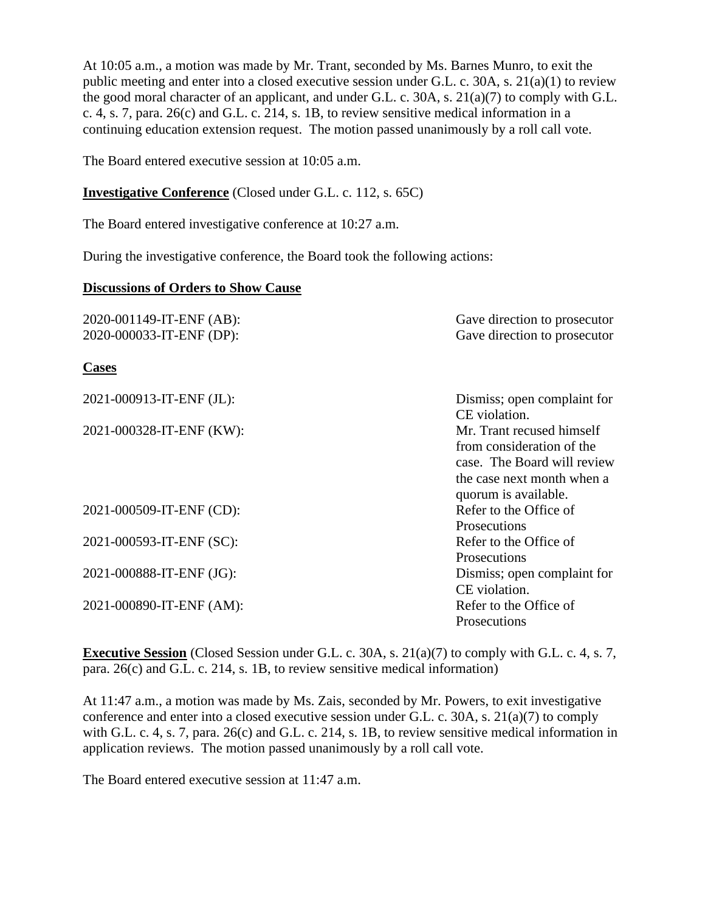At 10:05 a.m., a motion was made by Mr. Trant, seconded by Ms. Barnes Munro, to exit the public meeting and enter into a closed executive session under G.L. c. 30A, s. 21(a)(1) to review the good moral character of an applicant, and under G.L. c. 30A, s. 21(a)(7) to comply with G.L. c. 4, s. 7, para. 26(c) and G.L. c. 214, s. 1B, to review sensitive medical information in a continuing education extension request. The motion passed unanimously by a roll call vote.

The Board entered executive session at 10:05 a.m.

**Investigative Conference** (Closed under G.L. c. 112, s. 65C)

The Board entered investigative conference at 10:27 a.m.

During the investigative conference, the Board took the following actions:

**Discussions of Orders to Show Cause**

| | |
|---|---|
| 2020-001149-IT-ENF (AB): | Gave direction to prosecutor |
| 2020-000033-IT-ENF (DP): | Gave direction to prosecutor |

**Cases**

| | |
|---|---|
| 2021-000913-IT-ENF (JL): | Dismiss; open complaint for CE violation. |
| 2021-000328-IT-ENF (KW): | Mr. Trant recused himself from consideration of the case. The Board will review the case next month when a quorum is available. |
| 2021-000509-IT-ENF (CD): | Refer to the Office of Prosecutions |
| 2021-000593-IT-ENF (SC): | Refer to the Office of Prosecutions |
| 2021-000888-IT-ENF (JG): | Dismiss; open complaint for CE violation. |
| 2021-000890-IT-ENF (AM): | Refer to the Office of Prosecutions |

**Executive Session** (Closed Session under G.L. c. 30A, s. 21(a)(7) to comply with G.L. c. 4, s. 7, para. 26(c) and G.L. c. 214, s. 1B, to review sensitive medical information)

At 11:47 a.m., a motion was made by Ms. Zais, seconded by Mr. Powers, to exit investigative conference and enter into a closed executive session under G.L. c. 30A, s. 21(a)(7) to comply with G.L. c. 4, s. 7, para. 26(c) and G.L. c. 214, s. 1B, to review sensitive medical information in application reviews. The motion passed unanimously by a roll call vote.

The Board entered executive session at 11:47 a.m.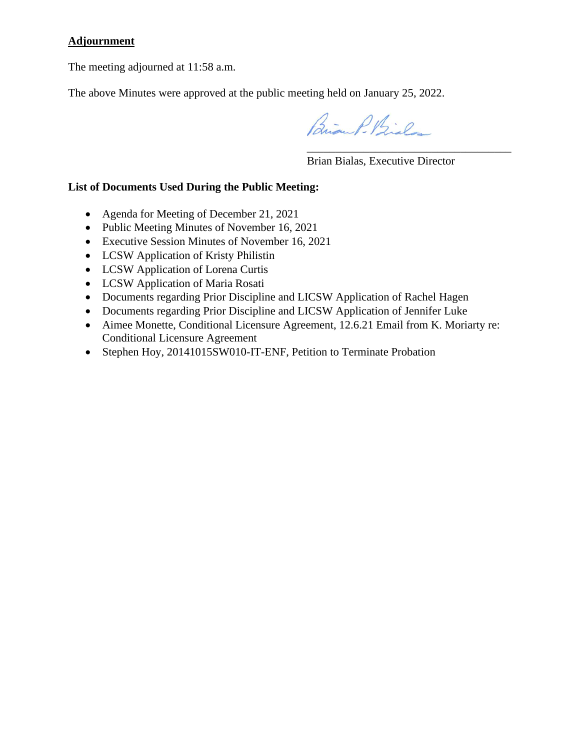**Adjournment**

The meeting adjourned at 11:58 a.m.

The above Minutes were approved at the public meeting held on January 25, 2022.

Brian Bialas, Executive Director

**List of Documents Used During the Public Meeting:**

- Agenda for Meeting of December 21, 2021
- Public Meeting Minutes of November 16, 2021
- Executive Session Minutes of November 16, 2021
- LCSW Application of Kristy Philistin
- LCSW Application of Lorena Curtis
- LCSW Application of Maria Rosati
- Documents regarding Prior Discipline and LICSW Application of Rachel Hagen
- Documents regarding Prior Discipline and LICSW Application of Jennifer Luke
- Aimee Monette, Conditional Licensure Agreement, 12.6.21 Email from K. Moriarty re: Conditional Licensure Agreement
- Stephen Hoy, 20141015SW010-IT-ENF, Petition to Terminate Probation